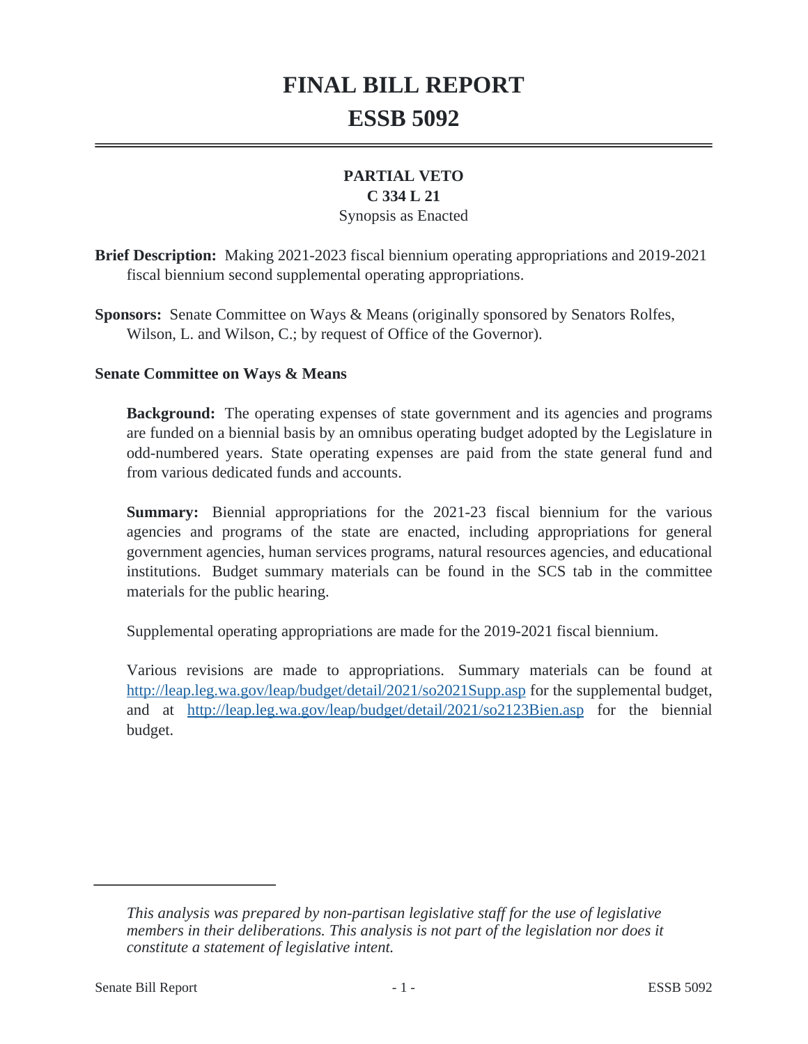# FINAL BILL REPORT
# ESSB 5092

**PARTIAL VETO**
**C 334 L 21**
Synopsis as Enacted

**Brief Description:** Making 2021-2023 fiscal biennium operating appropriations and 2019-2021 fiscal biennium second supplemental operating appropriations.

**Sponsors:** Senate Committee on Ways & Means (originally sponsored by Senators Rolfes, Wilson, L. and Wilson, C.; by request of Office of the Governor).

**Senate Committee on Ways & Means**

**Background:** The operating expenses of state government and its agencies and programs are funded on a biennial basis by an omnibus operating budget adopted by the Legislature in odd-numbered years. State operating expenses are paid from the state general fund and from various dedicated funds and accounts.

**Summary:** Biennial appropriations for the 2021-23 fiscal biennium for the various agencies and programs of the state are enacted, including appropriations for general government agencies, human services programs, natural resources agencies, and educational institutions. Budget summary materials can be found in the SCS tab in the committee materials for the public hearing.

Supplemental operating appropriations are made for the 2019-2021 fiscal biennium.

Various revisions are made to appropriations. Summary materials can be found at http://leap.leg.wa.gov/leap/budget/detail/2021/so2021Supp.asp for the supplemental budget, and at http://leap.leg.wa.gov/leap/budget/detail/2021/so2123Bien.asp for the biennial budget.

---

*This analysis was prepared by non-partisan legislative staff for the use of legislative members in their deliberations. This analysis is not part of the legislation nor does it constitute a statement of legislative intent.*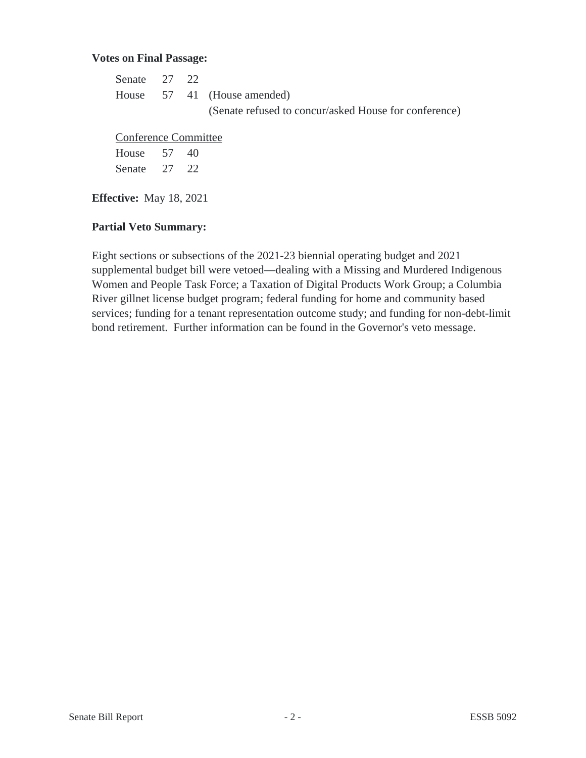**Votes on Final Passage:**

| | | | |
|---|---|---|---|
| Senate | 27 | 22 | |
| House | 57 | 41 | (House amended) |
| | | | (Senate refused to concur/asked House for conference) |

Conference Committee

| | | |
|---|---|---|
| House | 57 | 40 |
| Senate | 27 | 22 |

**Effective:** May 18, 2021

**Partial Veto Summary:**

Eight sections or subsections of the 2021-23 biennial operating budget and 2021 supplemental budget bill were vetoed—dealing with a Missing and Murdered Indigenous Women and People Task Force; a Taxation of Digital Products Work Group; a Columbia River gillnet license budget program; federal funding for home and community based services; funding for a tenant representation outcome study; and funding for non-debt-limit bond retirement. Further information can be found in the Governor's veto message.